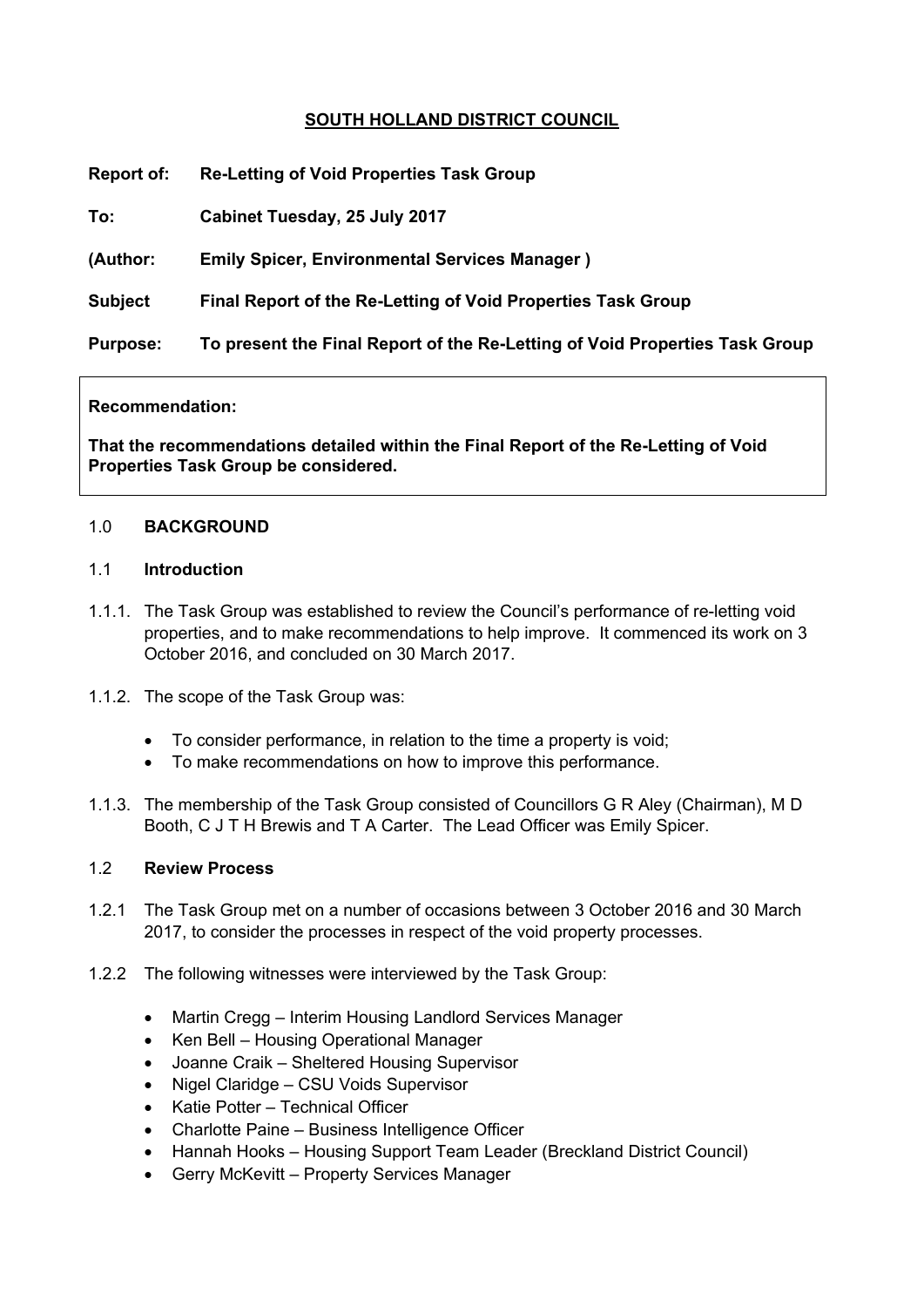**SOUTH HOLLAND DISTRICT COUNCIL**

**Report of:** **Re-Letting of Void Properties Task Group**

**To:** **Cabinet Tuesday, 25 July 2017**

**(Author:** **Emily Spicer, Environmental Services Manager )**

**Subject** **Final Report of the Re-Letting of Void Properties Task Group**

**Purpose:** **To present the Final Report of the Re-Letting of Void Properties Task Group**

**Recommendation:**

**That the recommendations detailed within the Final Report of the Re-Letting of Void Properties Task Group be considered.**

## 1.0 BACKGROUND

### 1.1 Introduction

1.1.1. The Task Group was established to review the Council's performance of re-letting void properties, and to make recommendations to help improve. It commenced its work on 3 October 2016, and concluded on 30 March 2017.

1.1.2. The scope of the Task Group was:

- To consider performance, in relation to the time a property is void;
- To make recommendations on how to improve this performance.

1.1.3. The membership of the Task Group consisted of Councillors G R Aley (Chairman), M D Booth, C J T H Brewis and T A Carter. The Lead Officer was Emily Spicer.

### 1.2 Review Process

1.2.1 The Task Group met on a number of occasions between 3 October 2016 and 30 March 2017, to consider the processes in respect of the void property processes.

1.2.2 The following witnesses were interviewed by the Task Group:

- Martin Cregg – Interim Housing Landlord Services Manager
- Ken Bell – Housing Operational Manager
- Joanne Craik – Sheltered Housing Supervisor
- Nigel Claridge – CSU Voids Supervisor
- Katie Potter – Technical Officer
- Charlotte Paine – Business Intelligence Officer
- Hannah Hooks – Housing Support Team Leader (Breckland District Council)
- Gerry McKevitt – Property Services Manager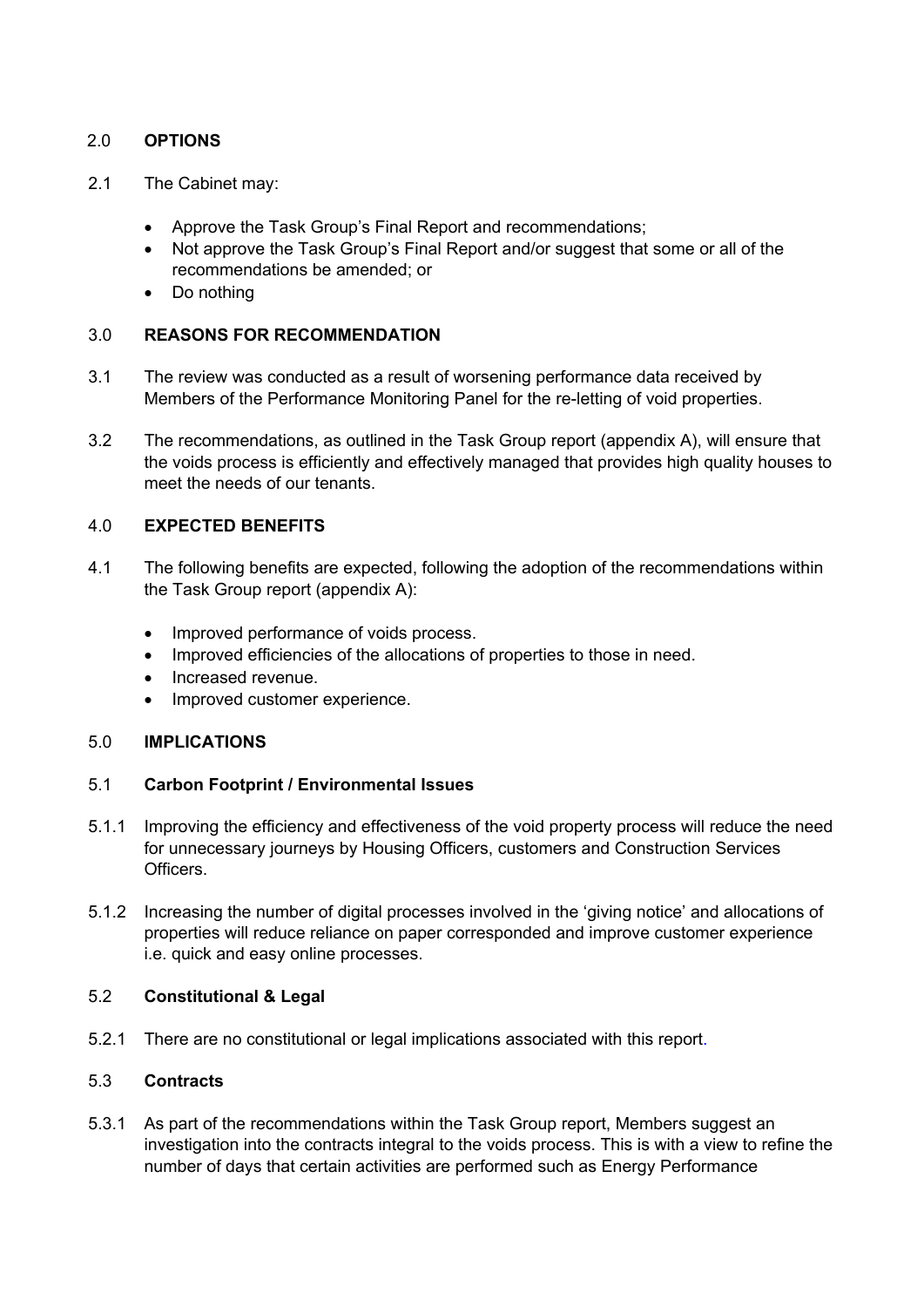## 2.0 OPTIONS

2.1 The Cabinet may:

- Approve the Task Group's Final Report and recommendations;
- Not approve the Task Group's Final Report and/or suggest that some or all of the recommendations be amended; or
- Do nothing

## 3.0 REASONS FOR RECOMMENDATION

3.1 The review was conducted as a result of worsening performance data received by Members of the Performance Monitoring Panel for the re-letting of void properties.

3.2 The recommendations, as outlined in the Task Group report (appendix A), will ensure that the voids process is efficiently and effectively managed that provides high quality houses to meet the needs of our tenants.

## 4.0 EXPECTED BENEFITS

4.1 The following benefits are expected, following the adoption of the recommendations within the Task Group report (appendix A):

- Improved performance of voids process.
- Improved efficiencies of the allocations of properties to those in need.
- Increased revenue.
- Improved customer experience.

## 5.0 IMPLICATIONS

### 5.1 Carbon Footprint / Environmental Issues

5.1.1 Improving the efficiency and effectiveness of the void property process will reduce the need for unnecessary journeys by Housing Officers, customers and Construction Services Officers.

5.1.2 Increasing the number of digital processes involved in the 'giving notice' and allocations of properties will reduce reliance on paper corresponded and improve customer experience i.e. quick and easy online processes.

### 5.2 Constitutional & Legal

5.2.1 There are no constitutional or legal implications associated with this report.

### 5.3 Contracts

5.3.1 As part of the recommendations within the Task Group report, Members suggest an investigation into the contracts integral to the voids process. This is with a view to refine the number of days that certain activities are performed such as Energy Performance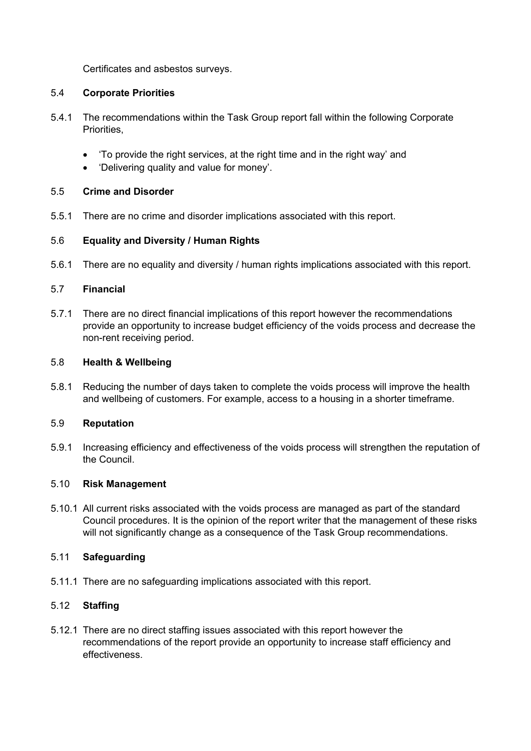Certificates and asbestos surveys.

### 5.4 Corporate Priorities

5.4.1 The recommendations within the Task Group report fall within the following Corporate Priorities,

- 'To provide the right services, at the right time and in the right way' and
- 'Delivering quality and value for money'.

### 5.5 Crime and Disorder

5.5.1 There are no crime and disorder implications associated with this report.

### 5.6 Equality and Diversity / Human Rights

5.6.1 There are no equality and diversity / human rights implications associated with this report.

### 5.7 Financial

5.7.1 There are no direct financial implications of this report however the recommendations provide an opportunity to increase budget efficiency of the voids process and decrease the non-rent receiving period.

### 5.8 Health & Wellbeing

5.8.1 Reducing the number of days taken to complete the voids process will improve the health and wellbeing of customers. For example, access to a housing in a shorter timeframe.

### 5.9 Reputation

5.9.1 Increasing efficiency and effectiveness of the voids process will strengthen the reputation of the Council.

### 5.10 Risk Management

5.10.1 All current risks associated with the voids process are managed as part of the standard Council procedures. It is the opinion of the report writer that the management of these risks will not significantly change as a consequence of the Task Group recommendations.

### 5.11 Safeguarding

5.11.1 There are no safeguarding implications associated with this report.

### 5.12 Staffing

5.12.1 There are no direct staffing issues associated with this report however the recommendations of the report provide an opportunity to increase staff efficiency and effectiveness.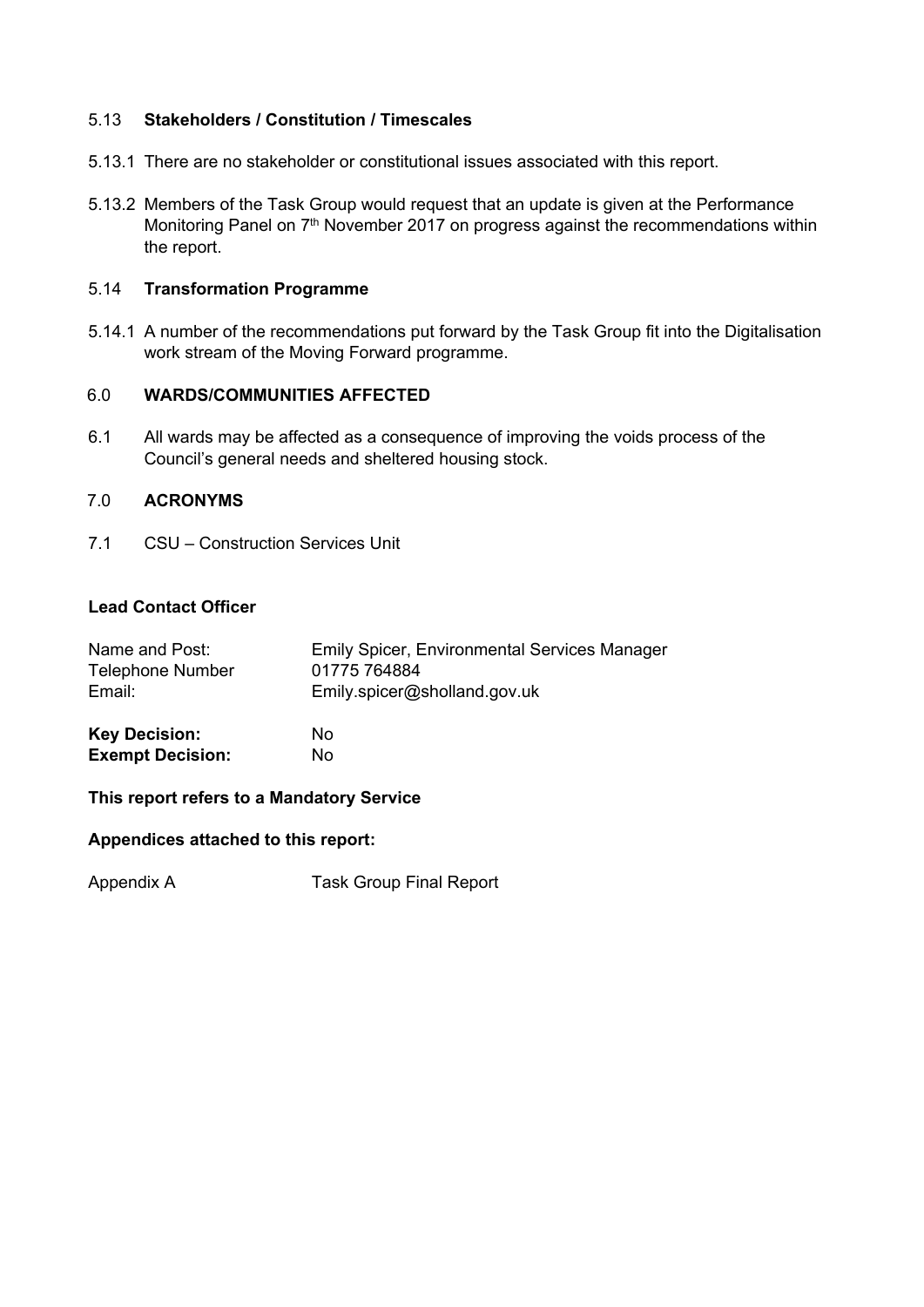5.13 **Stakeholders / Constitution / Timescales**

5.13.1 There are no stakeholder or constitutional issues associated with this report.

5.13.2 Members of the Task Group would request that an update is given at the Performance Monitoring Panel on 7th November 2017 on progress against the recommendations within the report.

5.14 **Transformation Programme**

5.14.1 A number of the recommendations put forward by the Task Group fit into the Digitalisation work stream of the Moving Forward programme.

6.0 **WARDS/COMMUNITIES AFFECTED**

6.1 All wards may be affected as a consequence of improving the voids process of the Council's general needs and sheltered housing stock.

7.0 **ACRONYMS**

7.1 CSU – Construction Services Unit

**Lead Contact Officer**

| | |
|---|---|
| Name and Post: | Emily Spicer, Environmental Services Manager |
| Telephone Number | 01775 764884 |
| Email: | Emily.spicer@sholland.gov.uk |
| **Key Decision:** | No |
| **Exempt Decision:** | No |

**This report refers to a Mandatory Service**

**Appendices attached to this report:**

| | |
|---|---|
| Appendix A | Task Group Final Report |